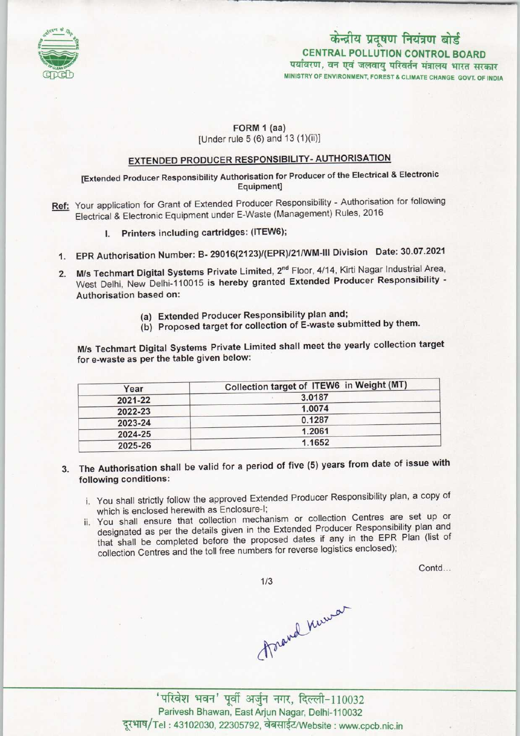केन्द्रीय प्रदूषण नियंत्रण बोर्ड
CENTRAL POLLUTION CONTROL BOARD
पर्यावरण, वन एवं जलवायु परिवर्तन मंत्रालय भारत सरकार
MINISTRY OF ENVIRONMENT, FOREST & CLIMATE CHANGE GOVT. OF INDIA

FORM 1 (aa)
[Under rule 5 (6) and 13 (1)(ii)]

## EXTENDED PRODUCER RESPONSIBILITY- AUTHORISATION

[Extended Producer Responsibility Authorisation for Producer of the Electrical & Electronic Equipment]

**Ref:** Your application for Grant of Extended Producer Responsibility - Authorisation for following Electrical & Electronic Equipment under E-Waste (Management) Rules, 2016

I. **Printers including cartridges: (ITEW6);**

1. **EPR Authorisation Number: B- 29016(2123)/(EPR)/21/WM-III Division Date: 30.07.2021**

2. **M/s Techmart Digital Systems Private Limited, 2nd Floor, 4/14, Kirti Nagar Industrial Area, West Delhi, New Delhi-110015 is hereby granted Extended Producer Responsibility - Authorisation based on:**

   (a) **Extended Producer Responsibility plan and;**
   (b) **Proposed target for collection of E-waste submitted by them.**

**M/s Techmart Digital Systems Private Limited shall meet the yearly collection target for e-waste as per the table given below:**

| Year | Collection target of ITEW6 in Weight (MT) |
|---|---|
| 2021-22 | 3.0187 |
| 2022-23 | 1.0074 |
| 2023-24 | 0.1287 |
| 2024-25 | 1.2061 |
| 2025-26 | 1.1652 |

3. **The Authorisation shall be valid for a period of five (5) years from date of issue with following conditions:**

   i. You shall strictly follow the approved Extended Producer Responsibility plan, a copy of which is enclosed herewith as Enclosure-I;
   ii. You shall ensure that collection mechanism or collection Centres are set up or designated as per the details given in the Extended Producer Responsibility plan and that shall be completed before the proposed dates if any in the EPR Plan (list of collection Centres and the toll free numbers for reverse logistics enclosed);

Contd...

Anand Kumar

'परिवेश भवन' पूर्वी अर्जुन नगर, दिल्ली-110032
Parivesh Bhawan, East Arjun Nagar, Delhi-110032
दूरभाष/Tel : 43102030, 22305792, वेबसाईट/Website : www.cpcb.nic.in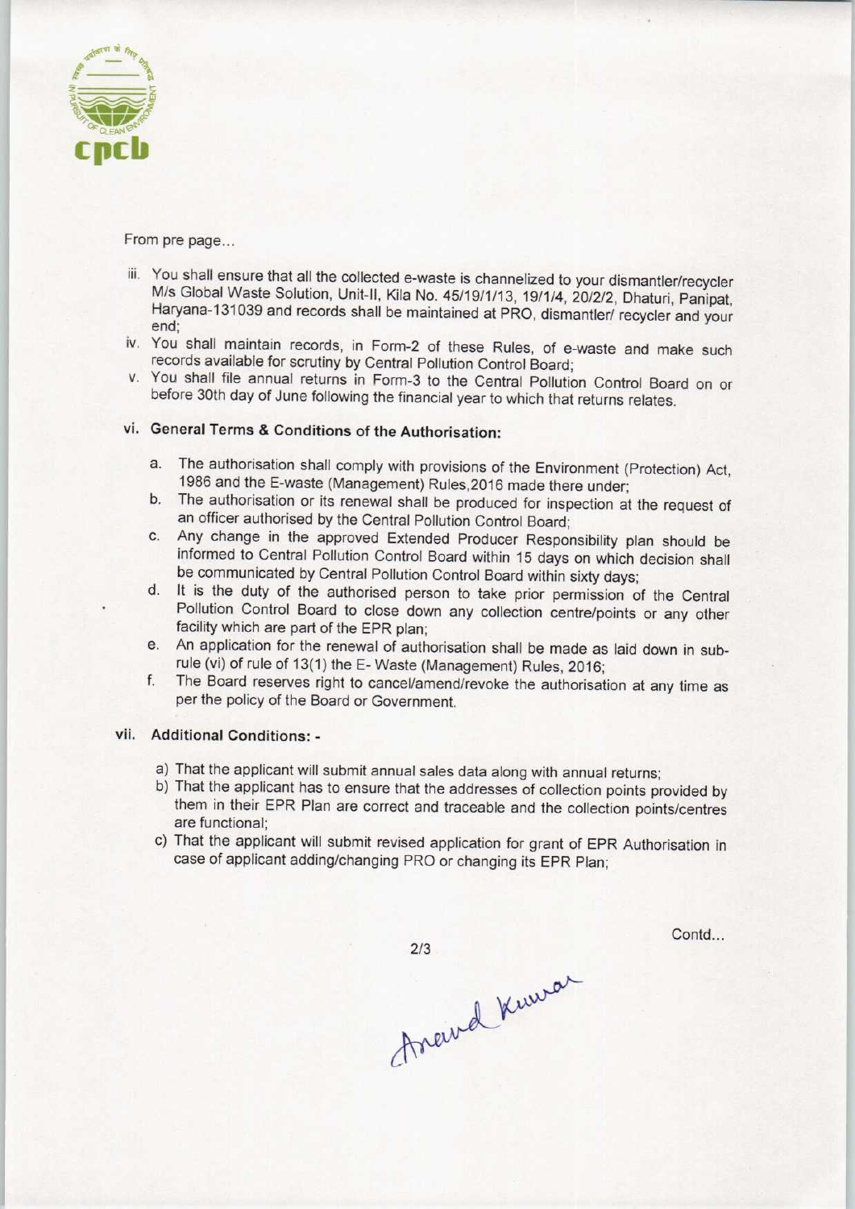From pre page...

iii. You shall ensure that all the collected e-waste is channelized to your dismantler/recycler M/s Global Waste Solution, Unit-II, Kila No. 45/19/1/13, 19/1/4, 20/2/2, Dhaturi, Panipat, Haryana-131039 and records shall be maintained at PRO, dismantler/ recycler and your end;

iv. You shall maintain records, in Form-2 of these Rules, of e-waste and make such records available for scrutiny by Central Pollution Control Board;

v. You shall file annual returns in Form-3 to the Central Pollution Control Board on or before 30th day of June following the financial year to which that returns relates.

vi. **General Terms & Conditions of the Authorisation:**

   a. The authorisation shall comply with provisions of the Environment (Protection) Act, 1986 and the E-waste (Management) Rules,2016 made there under;
   b. The authorisation or its renewal shall be produced for inspection at the request of an officer authorised by the Central Pollution Control Board;
   c. Any change in the approved Extended Producer Responsibility plan should be informed to Central Pollution Control Board within 15 days on which decision shall be communicated by Central Pollution Control Board within sixty days;
   d. It is the duty of the authorised person to take prior permission of the Central Pollution Control Board to close down any collection centre/points or any other facility which are part of the EPR plan;
   e. An application for the renewal of authorisation shall be made as laid down in sub-rule (vi) of rule of 13(1) the E- Waste (Management) Rules, 2016;
   f. The Board reserves right to cancel/amend/revoke the authorisation at any time as per the policy of the Board or Government.

vii. **Additional Conditions: -**

   a) That the applicant will submit annual sales data along with annual returns;
   b) That the applicant has to ensure that the addresses of collection points provided by them in their EPR Plan are correct and traceable and the collection points/centres are functional;
   c) That the applicant will submit revised application for grant of EPR Authorisation in case of applicant adding/changing PRO or changing its EPR Plan;

Contd...

Anand Kumar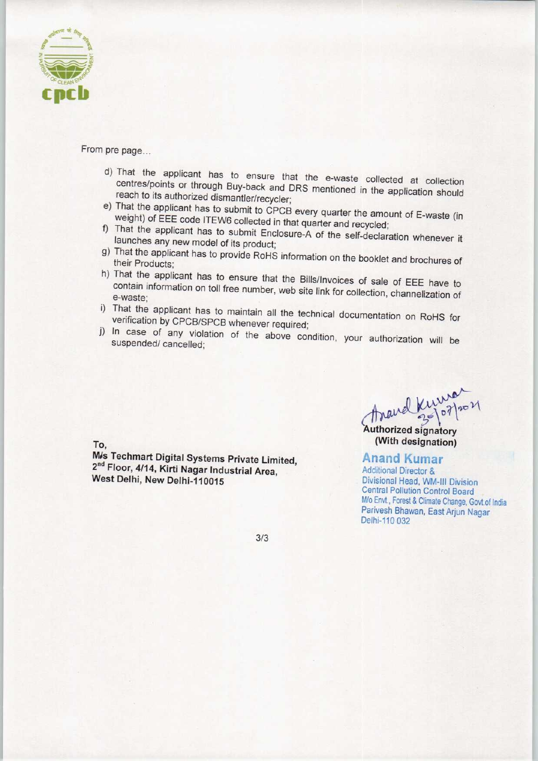From pre page...

d) That the applicant has to ensure that the e-waste collected at collection centres/points or through Buy-back and DRS mentioned in the application should reach to its authorized dismantler/recycler;
e) That the applicant has to submit to CPCB every quarter the amount of E-waste (in weight) of EEE code ITEW6 collected in that quarter and recycled;
f) That the applicant has to submit Enclosure-A of the self-declaration whenever it launches any new model of its product;
g) That the applicant has to provide RoHS information on the booklet and brochures of their Products;
h) That the applicant has to ensure that the Bills/Invoices of sale of EEE have to contain information on toll free number, web site link for collection, channelization of e-waste;
i) That the applicant has to maintain all the technical documentation on RoHS for verification by CPCB/SPCB whenever required;
j) In case of any violation of the above condition, your authorization will be suspended/ cancelled;

Anand Kumar 30/07/2021

**Authorized signatory (With designation)**

**Anand Kumar**
Additional Director &
Divisional Head, WM-III Division
Central Pollution Control Board
M/o Envt., Forest & Climate Change, Govt.of India
Parivesh Bhawan, East Arjun Nagar
Delhi-110 032

To,
**M/s Techmart Digital Systems Private Limited,**
**2nd Floor, 4/14, Kirti Nagar Industrial Area,**
**West Delhi, New Delhi-110015**